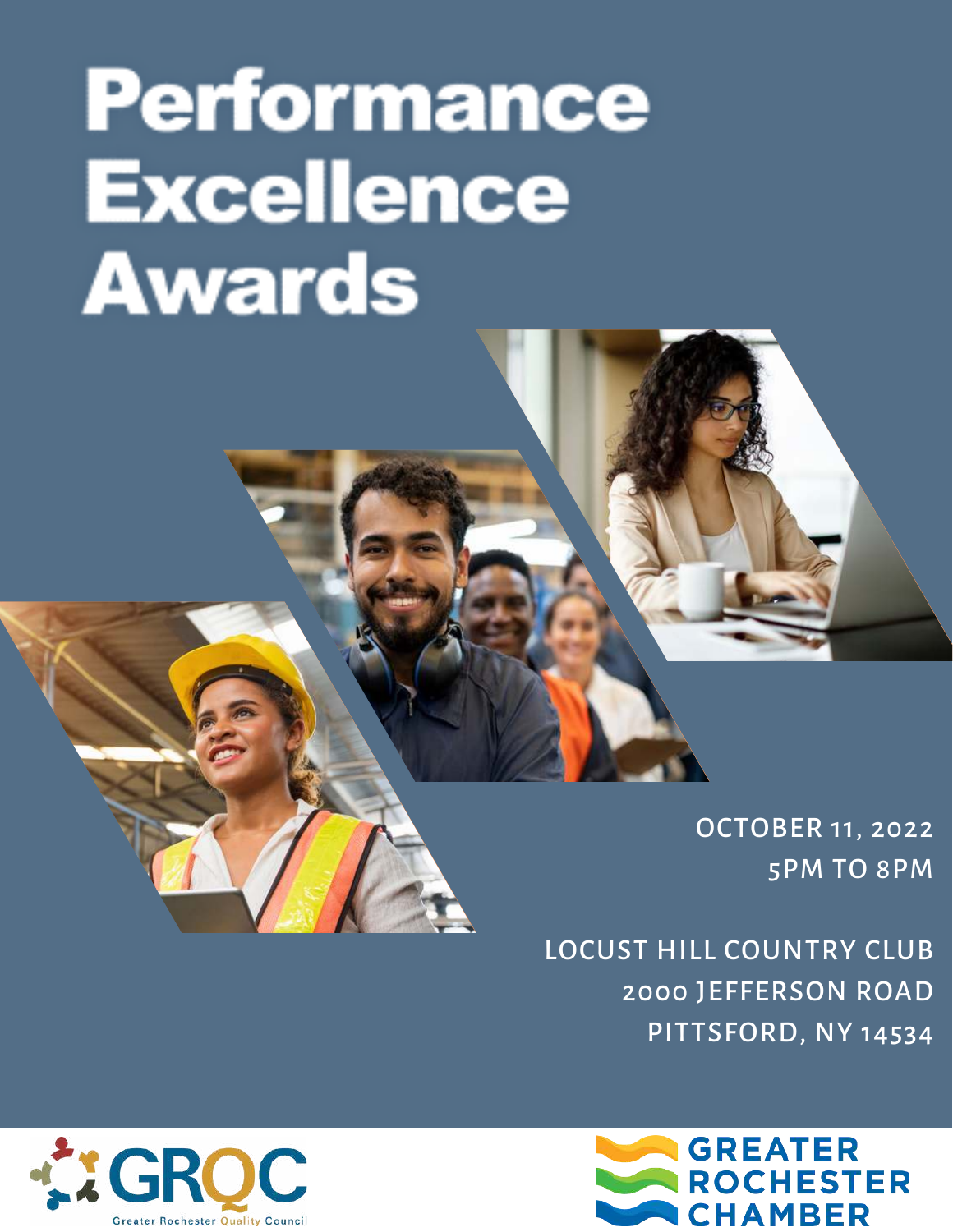# Performance Excellence Awards

OCTOBER 11, 2022
5PM TO 8PM

LOCUST HILL COUNTRY CLUB
2000 JEFFERSON ROAD
PITTSFORD, NY 14534

GRQC
Greater Rochester Quality Council

GREATER ROCHESTER CHAMBER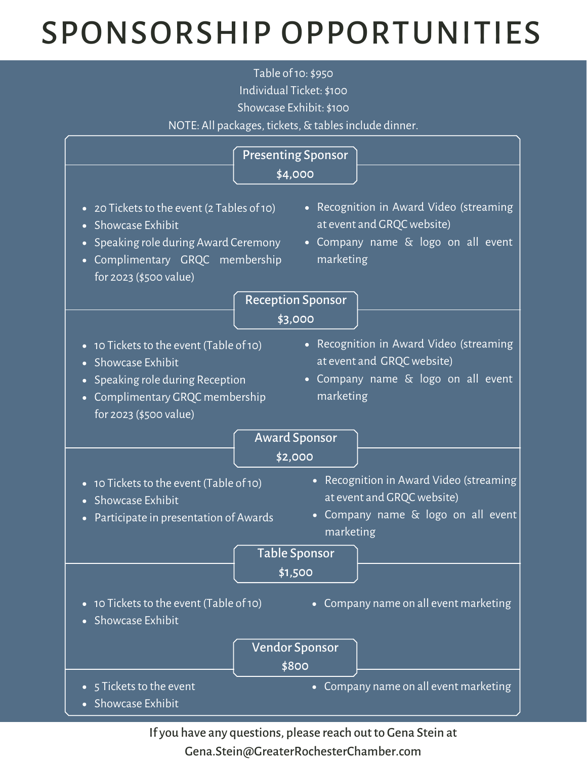# SPONSORSHIP OPPORTUNITIES

Table of 10: $950

Individual Ticket: $100

Showcase Exhibit: $100

NOTE: All packages, tickets, & tables include dinner.

## Presenting Sponsor
**$4,000**

- 20 Tickets to the event (2 Tables of 10)
- Showcase Exhibit
- Speaking role during Award Ceremony
- Complimentary GRQC membership for 2023 ($500 value)
- Recognition in Award Video (streaming at event and GRQC website)
- Company name & logo on all event marketing

## Reception Sponsor
**$3,000**

- 10 Tickets to the event (Table of 10)
- Showcase Exhibit
- Speaking role during Reception
- Complimentary GRQC membership for 2023 ($500 value)
- Recognition in Award Video (streaming at event and GRQC website)
- Company name & logo on all event marketing

## Award Sponsor
**$2,000**

- 10 Tickets to the event (Table of 10)
- Showcase Exhibit
- Participate in presentation of Awards
- Recognition in Award Video (streaming at event and GRQC website)
- Company name & logo on all event marketing

## Table Sponsor
**$1,500**

- 10 Tickets to the event (Table of 10)
- Showcase Exhibit
- Company name on all event marketing

## Vendor Sponsor
**$800**

- 5 Tickets to the event
- Showcase Exhibit
- Company name on all event marketing

If you have any questions, please reach out to Gena Stein at Gena.Stein@GreaterRochesterChamber.com